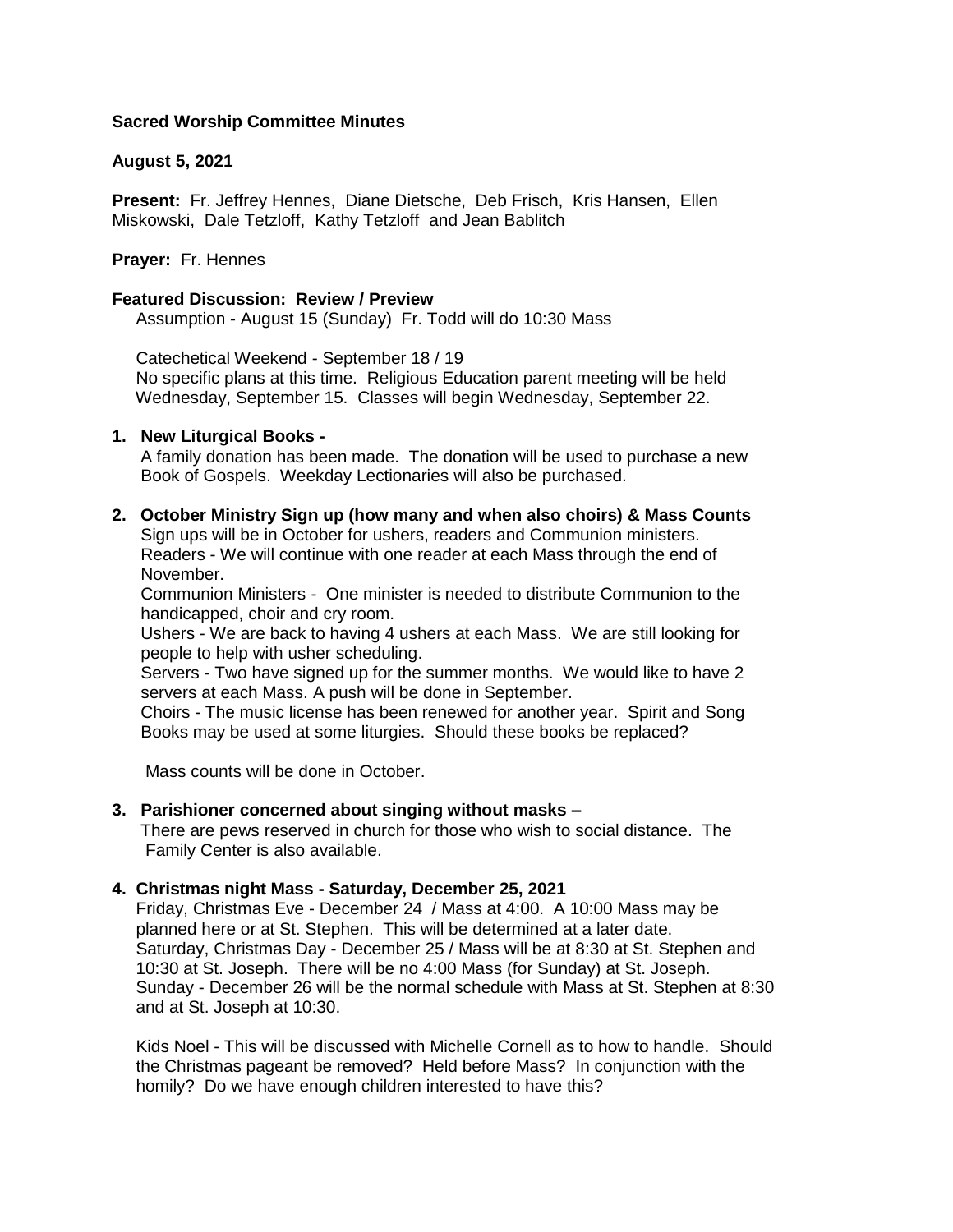**Sacred Worship Committee Minutes**

**August 5, 2021**

**Present:** Fr. Jeffrey Hennes, Diane Dietsche, Deb Frisch, Kris Hansen, Ellen Miskowski, Dale Tetzloff, Kathy Tetzloff and Jean Bablitch

**Prayer:** Fr. Hennes

**Featured Discussion: Review / Preview**

Assumption - August 15 (Sunday) Fr. Todd will do 10:30 Mass

Catechetical Weekend - September 18 / 19
No specific plans at this time. Religious Education parent meeting will be held Wednesday, September 15. Classes will begin Wednesday, September 22.

1. **New Liturgical Books -**
   A family donation has been made. The donation will be used to purchase a new Book of Gospels. Weekday Lectionaries will also be purchased.

2. **October Ministry Sign up (how many and when also choirs) & Mass Counts**
   Sign ups will be in October for ushers, readers and Communion ministers.
   Readers - We will continue with one reader at each Mass through the end of November.
   Communion Ministers - One minister is needed to distribute Communion to the handicapped, choir and cry room.
   Ushers - We are back to having 4 ushers at each Mass. We are still looking for people to help with usher scheduling.
   Servers - Two have signed up for the summer months. We would like to have 2 servers at each Mass. A push will be done in September.
   Choirs - The music license has been renewed for another year. Spirit and Song Books may be used at some liturgies. Should these books be replaced?

   Mass counts will be done in October.

3. **Parishioner concerned about singing without masks –**
   There are pews reserved in church for those who wish to social distance. The Family Center is also available.

4. **Christmas night Mass - Saturday, December 25, 2021**
   Friday, Christmas Eve - December 24 / Mass at 4:00. A 10:00 Mass may be planned here or at St. Stephen. This will be determined at a later date.
   Saturday, Christmas Day - December 25 / Mass will be at 8:30 at St. Stephen and 10:30 at St. Joseph. There will be no 4:00 Mass (for Sunday) at St. Joseph.
   Sunday - December 26 will be the normal schedule with Mass at St. Stephen at 8:30 and at St. Joseph at 10:30.

   Kids Noel - This will be discussed with Michelle Cornell as to how to handle. Should the Christmas pageant be removed? Held before Mass? In conjunction with the homily? Do we have enough children interested to have this?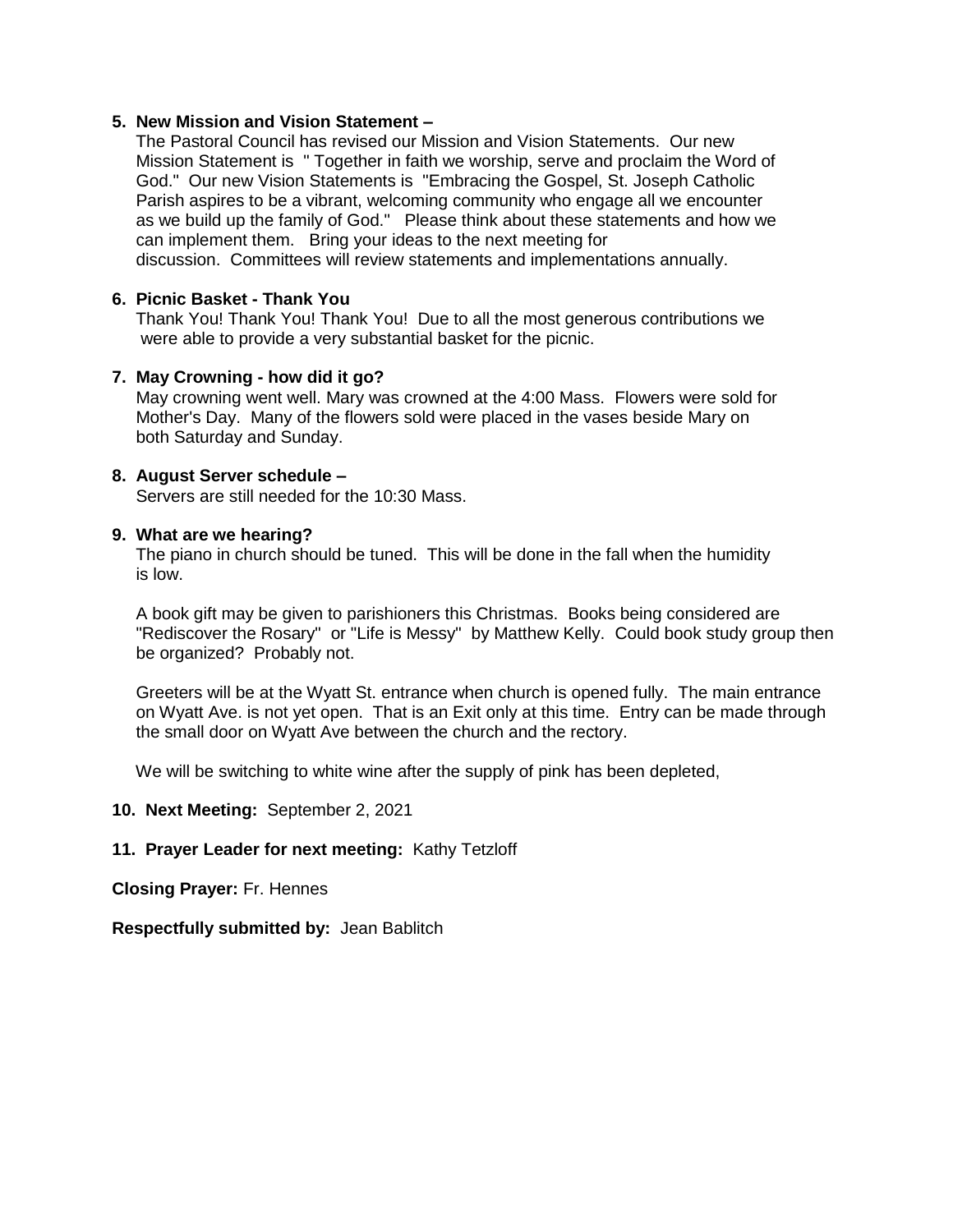5. **New Mission and Vision Statement –**

   The Pastoral Council has revised our Mission and Vision Statements. Our new Mission Statement is " Together in faith we worship, serve and proclaim the Word of God." Our new Vision Statements is "Embracing the Gospel, St. Joseph Catholic Parish aspires to be a vibrant, welcoming community who engage all we encounter as we build up the family of God." Please think about these statements and how we can implement them. Bring your ideas to the next meeting for discussion. Committees will review statements and implementations annually.

6. **Picnic Basket - Thank You**

   Thank You! Thank You! Thank You! Due to all the most generous contributions we were able to provide a very substantial basket for the picnic.

7. **May Crowning - how did it go?**

   May crowning went well. Mary was crowned at the 4:00 Mass. Flowers were sold for Mother's Day. Many of the flowers sold were placed in the vases beside Mary on both Saturday and Sunday.

8. **August Server schedule –**

   Servers are still needed for the 10:30 Mass.

9. **What are we hearing?**

   The piano in church should be tuned. This will be done in the fall when the humidity is low.

   A book gift may be given to parishioners this Christmas. Books being considered are "Rediscover the Rosary" or "Life is Messy" by Matthew Kelly. Could book study group then be organized? Probably not.

   Greeters will be at the Wyatt St. entrance when church is opened fully. The main entrance on Wyatt Ave. is not yet open. That is an Exit only at this time. Entry can be made through the small door on Wyatt Ave between the church and the rectory.

   We will be switching to white wine after the supply of pink has been depleted,

10. **Next Meeting:** September 2, 2021

11. **Prayer Leader for next meeting:** Kathy Tetzloff

**Closing Prayer:** Fr. Hennes

**Respectfully submitted by:** Jean Bablitch